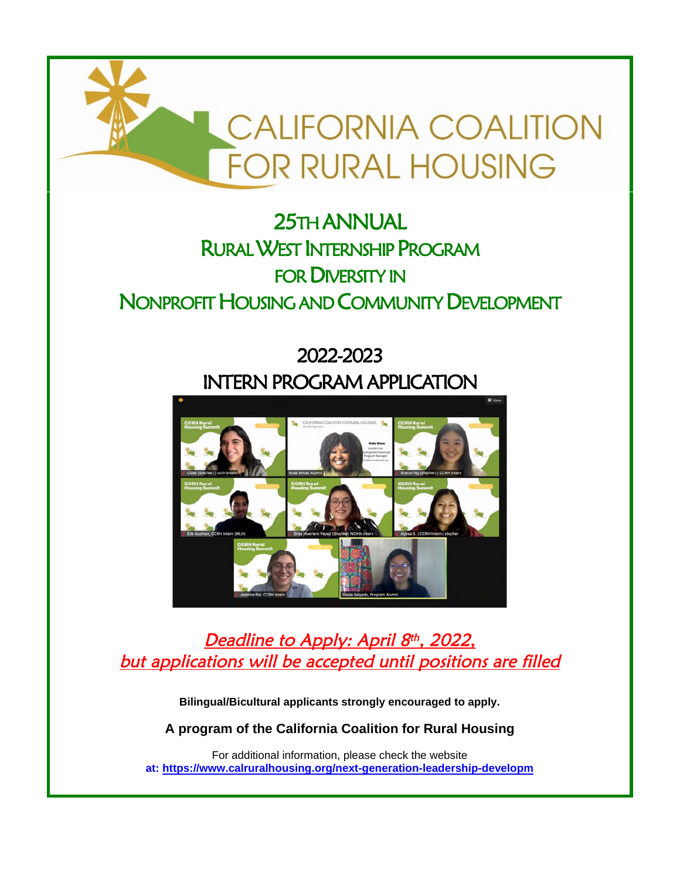# CALIFORNIA COALITION FOR RURAL HOUSING

## 25TH ANNUAL RURAL WEST INTERNSHIP PROGRAM FOR DIVERSITY IN NONPROFIT HOUSING AND COMMUNITY DEVELOPMENT

## 2022-2023 INTERN PROGRAM APPLICATION

*Deadline to Apply: April 8th, 2022, but applications will be accepted until positions are filled*

**Bilingual/Bicultural applicants strongly encouraged to apply.**

**A program of the California Coalition for Rural Housing**

For additional information, please check the website at: **https://www.calruralhousing.org/next-generation-leadership-developm**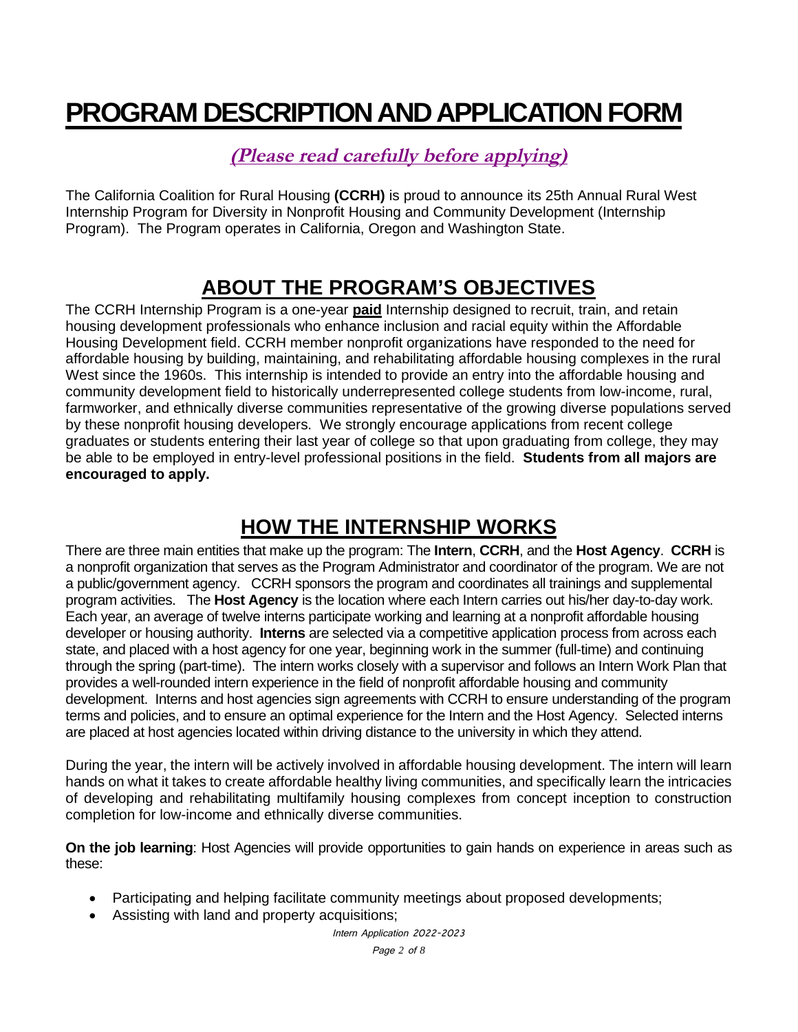# PROGRAM DESCRIPTION AND APPLICATION FORM

**(Please read carefully before applying)**

The California Coalition for Rural Housing **(CCRH)** is proud to announce its 25th Annual Rural West Internship Program for Diversity in Nonprofit Housing and Community Development (Internship Program). The Program operates in California, Oregon and Washington State.

## ABOUT THE PROGRAM'S OBJECTIVES

The CCRH Internship Program is a one-year **paid** Internship designed to recruit, train, and retain housing development professionals who enhance inclusion and racial equity within the Affordable Housing Development field. CCRH member nonprofit organizations have responded to the need for affordable housing by building, maintaining, and rehabilitating affordable housing complexes in the rural West since the 1960s. This internship is intended to provide an entry into the affordable housing and community development field to historically underrepresented college students from low-income, rural, farmworker, and ethnically diverse communities representative of the growing diverse populations served by these nonprofit housing developers. We strongly encourage applications from recent college graduates or students entering their last year of college so that upon graduating from college, they may be able to be employed in entry-level professional positions in the field. **Students from all majors are encouraged to apply.**

## HOW THE INTERNSHIP WORKS

There are three main entities that make up the program: The **Intern**, **CCRH**, and the **Host Agency**. **CCRH** is a nonprofit organization that serves as the Program Administrator and coordinator of the program. We are not a public/government agency. CCRH sponsors the program and coordinates all trainings and supplemental program activities. The **Host Agency** is the location where each Intern carries out his/her day-to-day work. Each year, an average of twelve interns participate working and learning at a nonprofit affordable housing developer or housing authority. **Interns** are selected via a competitive application process from across each state, and placed with a host agency for one year, beginning work in the summer (full-time) and continuing through the spring (part-time). The intern works closely with a supervisor and follows an Intern Work Plan that provides a well-rounded intern experience in the field of nonprofit affordable housing and community development. Interns and host agencies sign agreements with CCRH to ensure understanding of the program terms and policies, and to ensure an optimal experience for the Intern and the Host Agency. Selected interns are placed at host agencies located within driving distance to the university in which they attend.

During the year, the intern will be actively involved in affordable housing development. The intern will learn hands on what it takes to create affordable healthy living communities, and specifically learn the intricacies of developing and rehabilitating multifamily housing complexes from concept inception to construction completion for low-income and ethnically diverse communities.

**On the job learning**: Host Agencies will provide opportunities to gain hands on experience in areas such as these:

- Participating and helping facilitate community meetings about proposed developments;
- Assisting with land and property acquisitions;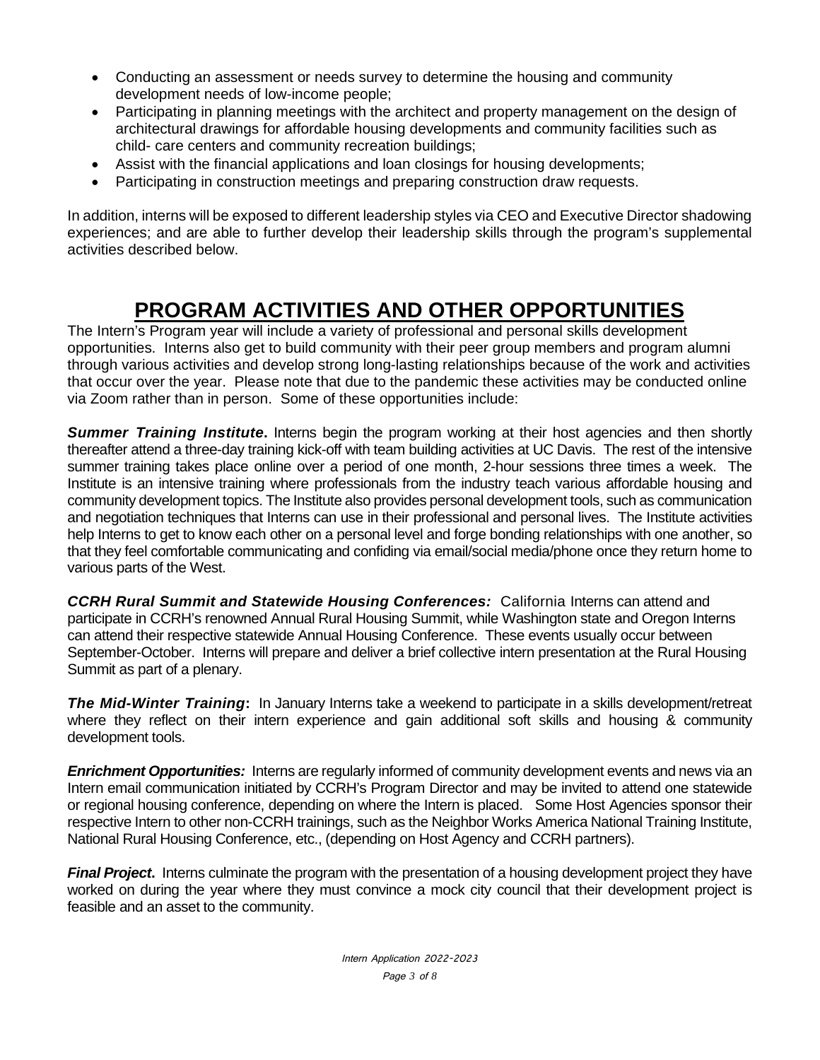- Conducting an assessment or needs survey to determine the housing and community development needs of low-income people;
- Participating in planning meetings with the architect and property management on the design of architectural drawings for affordable housing developments and community facilities such as child- care centers and community recreation buildings;
- Assist with the financial applications and loan closings for housing developments;
- Participating in construction meetings and preparing construction draw requests.

In addition, interns will be exposed to different leadership styles via CEO and Executive Director shadowing experiences; and are able to further develop their leadership skills through the program's supplemental activities described below.

# PROGRAM ACTIVITIES AND OTHER OPPORTUNITIES

The Intern's Program year will include a variety of professional and personal skills development opportunities. Interns also get to build community with their peer group members and program alumni through various activities and develop strong long-lasting relationships because of the work and activities that occur over the year. Please note that due to the pandemic these activities may be conducted online via Zoom rather than in person. Some of these opportunities include:

***Summer Training Institute*.** Interns begin the program working at their host agencies and then shortly thereafter attend a three-day training kick-off with team building activities at UC Davis. The rest of the intensive summer training takes place online over a period of one month, 2-hour sessions three times a week. The Institute is an intensive training where professionals from the industry teach various affordable housing and community development topics. The Institute also provides personal development tools, such as communication and negotiation techniques that Interns can use in their professional and personal lives. The Institute activities help Interns to get to know each other on a personal level and forge bonding relationships with one another, so that they feel comfortable communicating and confiding via email/social media/phone once they return home to various parts of the West.

***CCRH Rural Summit and Statewide Housing Conferences:*** California Interns can attend and participate in CCRH's renowned Annual Rural Housing Summit, while Washington state and Oregon Interns can attend their respective statewide Annual Housing Conference. These events usually occur between September-October. Interns will prepare and deliver a brief collective intern presentation at the Rural Housing Summit as part of a plenary.

***The Mid-Winter Training*:** In January Interns take a weekend to participate in a skills development/retreat where they reflect on their intern experience and gain additional soft skills and housing & community development tools.

***Enrichment Opportunities:*** Interns are regularly informed of community development events and news via an Intern email communication initiated by CCRH's Program Director and may be invited to attend one statewide or regional housing conference, depending on where the Intern is placed. Some Host Agencies sponsor their respective Intern to other non-CCRH trainings, such as the Neighbor Works America National Training Institute, National Rural Housing Conference, etc., (depending on Host Agency and CCRH partners).

***Final Project*.** Interns culminate the program with the presentation of a housing development project they have worked on during the year where they must convince a mock city council that their development project is feasible and an asset to the community.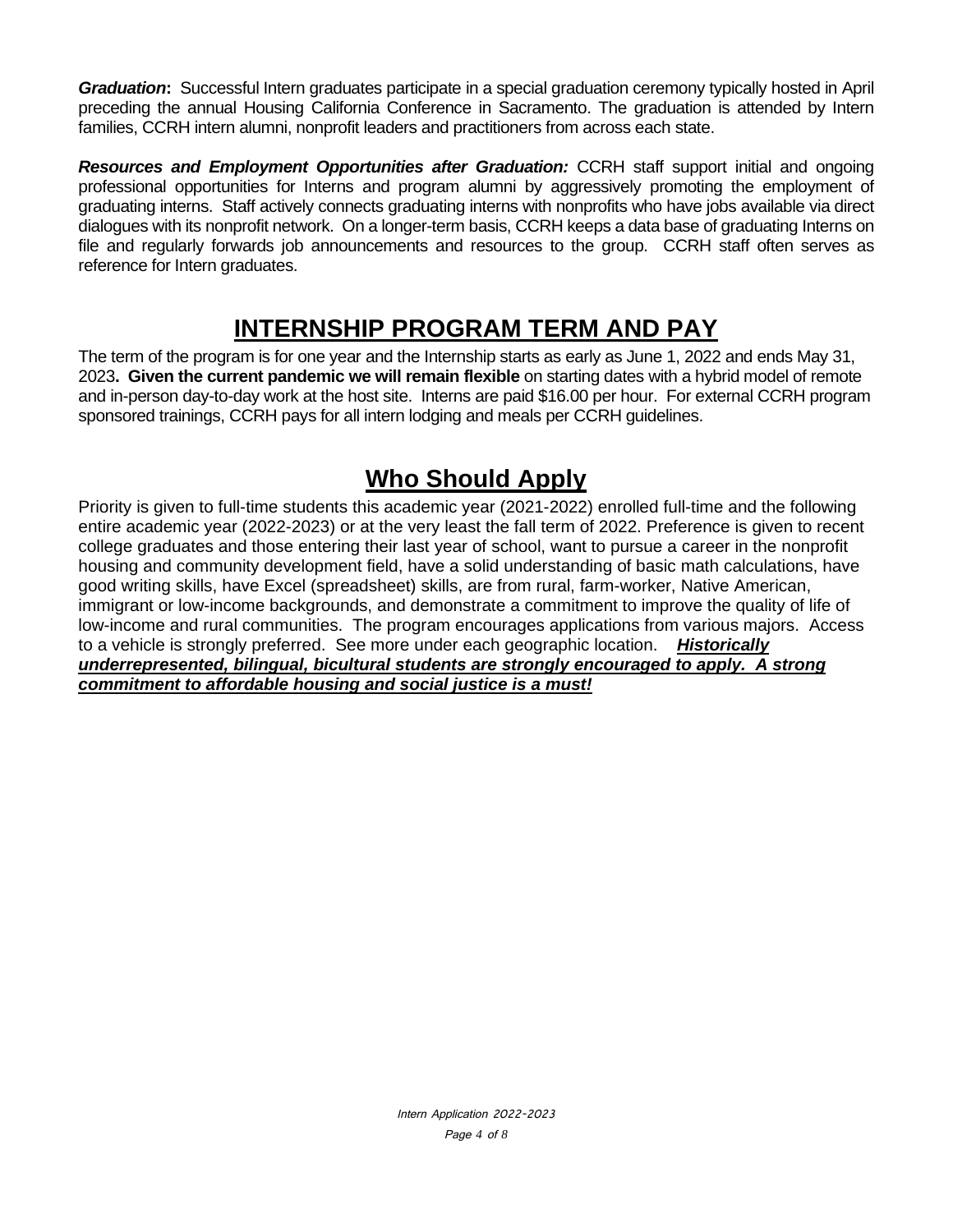***Graduation*****:** Successful Intern graduates participate in a special graduation ceremony typically hosted in April preceding the annual Housing California Conference in Sacramento. The graduation is attended by Intern families, CCRH intern alumni, nonprofit leaders and practitioners from across each state.

***Resources and Employment Opportunities after Graduation:*** CCRH staff support initial and ongoing professional opportunities for Interns and program alumni by aggressively promoting the employment of graduating interns. Staff actively connects graduating interns with nonprofits who have jobs available via direct dialogues with its nonprofit network. On a longer-term basis, CCRH keeps a data base of graduating Interns on file and regularly forwards job announcements and resources to the group. CCRH staff often serves as reference for Intern graduates.

## INTERNSHIP PROGRAM TERM AND PAY

The term of the program is for one year and the Internship starts as early as June 1, 2022 and ends May 31, 2023**. Given the current pandemic we will remain flexible** on starting dates with a hybrid model of remote and in-person day-to-day work at the host site. Interns are paid $16.00 per hour. For external CCRH program sponsored trainings, CCRH pays for all intern lodging and meals per CCRH guidelines.

## Who Should Apply

Priority is given to full-time students this academic year (2021-2022) enrolled full-time and the following entire academic year (2022-2023) or at the very least the fall term of 2022. Preference is given to recent college graduates and those entering their last year of school, want to pursue a career in the nonprofit housing and community development field, have a solid understanding of basic math calculations, have good writing skills, have Excel (spreadsheet) skills, are from rural, farm-worker, Native American, immigrant or low-income backgrounds, and demonstrate a commitment to improve the quality of life of low-income and rural communities. The program encourages applications from various majors. Access to a vehicle is strongly preferred. See more under each geographic location. ***Historically underrepresented, bilingual, bicultural students are strongly encouraged to apply. A strong commitment to affordable housing and social justice is a must!***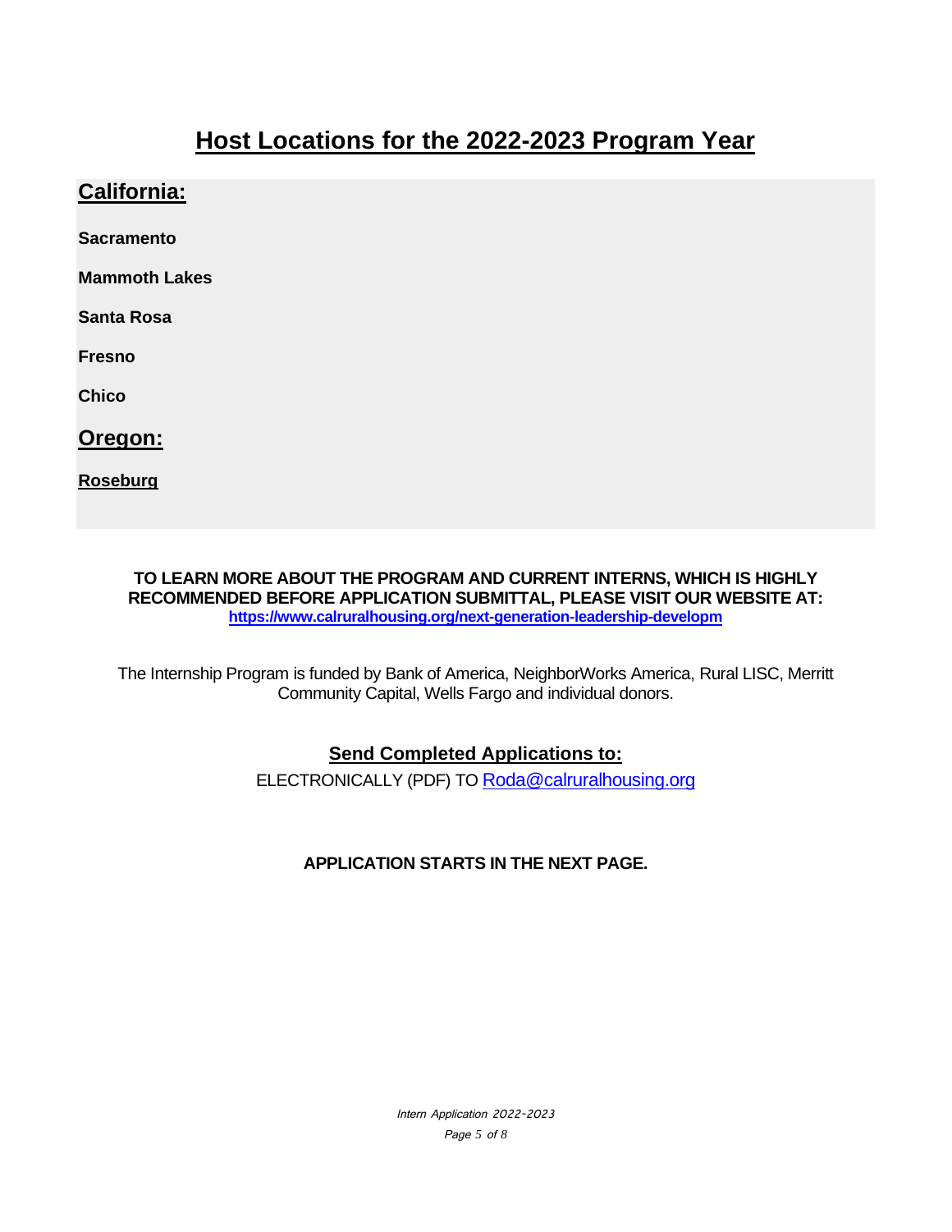# Host Locations for the 2022-2023 Program Year

## California:

**Sacramento**

**Mammoth Lakes**

**Santa Rosa**

**Fresno**

**Chico**

## Oregon:

**Roseburg**

**TO LEARN MORE ABOUT THE PROGRAM AND CURRENT INTERNS, WHICH IS HIGHLY RECOMMENDED BEFORE APPLICATION SUBMITTAL, PLEASE VISIT OUR WEBSITE AT:**
**https://www.calruralhousing.org/next-generation-leadership-developm**

The Internship Program is funded by Bank of America, NeighborWorks America, Rural LISC, Merritt Community Capital, Wells Fargo and individual donors.

## Send Completed Applications to:

ELECTRONICALLY (PDF) TO Roda@calruralhousing.org

**APPLICATION STARTS IN THE NEXT PAGE.**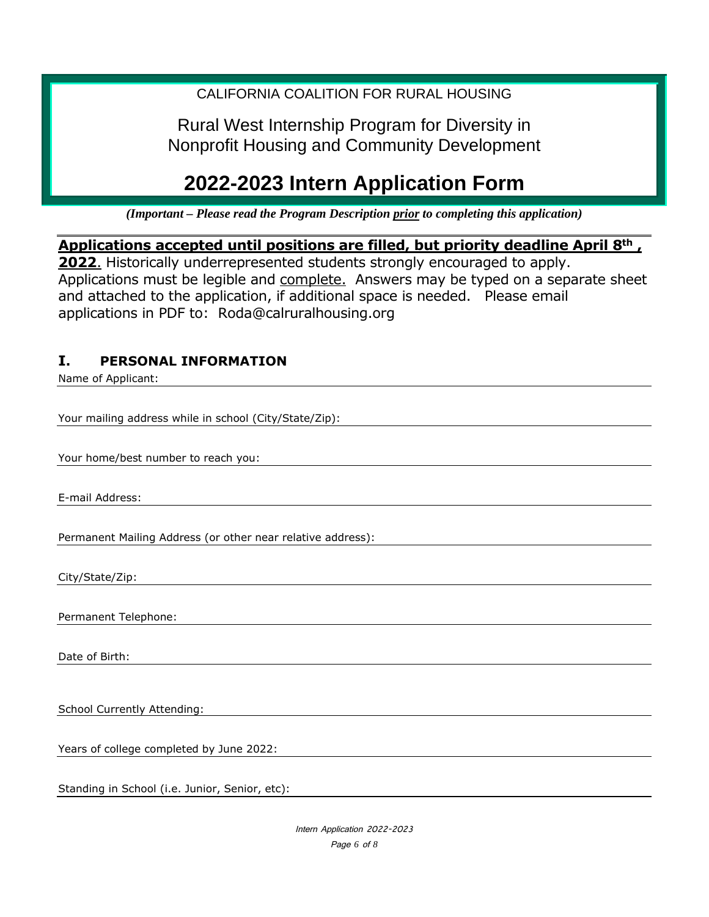CALIFORNIA COALITION FOR RURAL HOUSING

Rural West Internship Program for Diversity in Nonprofit Housing and Community Development

# 2022-2023 Intern Application Form

***(Important – Please read the Program Description prior to completing this application)***

**Applications accepted until positions are filled, but priority deadline April 8th , 2022**. Historically underrepresented students strongly encouraged to apply. Applications must be legible and complete. Answers may be typed on a separate sheet and attached to the application, if additional space is needed. Please email applications in PDF to: Roda@calruralhousing.org

## I. PERSONAL INFORMATION

Name of Applicant: ______________________________

Your mailing address while in school (City/State/Zip): ______________________________

Your home/best number to reach you: ______________________________

E-mail Address: ______________________________

Permanent Mailing Address (or other near relative address): ______________________________

City/State/Zip: ______________________________

Permanent Telephone: ______________________________

Date of Birth: ______________________________

School Currently Attending: ______________________________

Years of college completed by June 2022: ______________________________

Standing in School (i.e. Junior, Senior, etc): ______________________________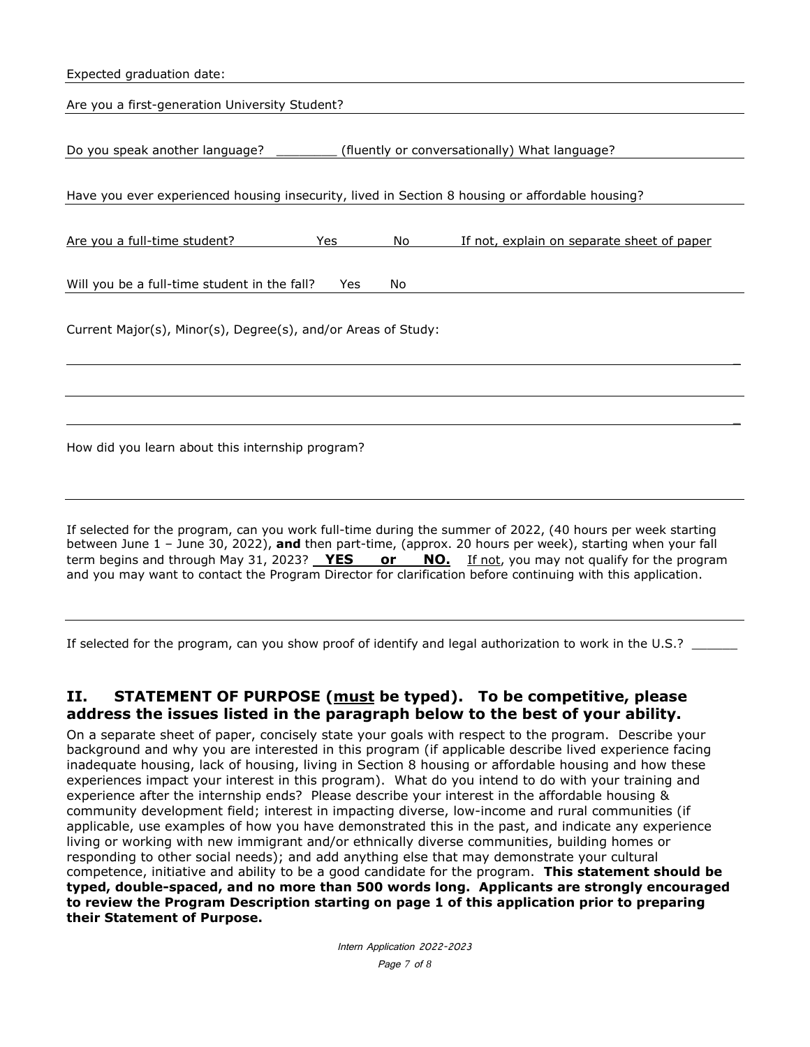Expected graduation date: ___________________________________________

Are you a first-generation University Student? ___________________________________________

Do you speak another language? ________ (fluently or conversationally) What language? ___________________

Have you ever experienced housing insecurity, lived in Section 8 housing or affordable housing? ___________________

Are you a full-time student? Yes No If not, explain on separate sheet of paper

Will you be a full-time student in the fall? Yes No

Current Major(s), Minor(s), Degree(s), and/or Areas of Study:

___________________________________________

___________________________________________

___________________________________________

How did you learn about this internship program?

___________________________________________

If selected for the program, can you work full-time during the summer of 2022, (40 hours per week starting between June 1 – June 30, 2022), **and** then part-time, (approx. 20 hours per week), starting when your fall term begins and through May 31, 2023? **YES or NO.** If not, you may not qualify for the program and you may want to contact the Program Director for clarification before continuing with this application.

___________________________________________

If selected for the program, can you show proof of identify and legal authorization to work in the U.S.? ______

## II. STATEMENT OF PURPOSE (must be typed). To be competitive, please address the issues listed in the paragraph below to the best of your ability.

On a separate sheet of paper, concisely state your goals with respect to the program. Describe your background and why you are interested in this program (if applicable describe lived experience facing inadequate housing, lack of housing, living in Section 8 housing or affordable housing and how these experiences impact your interest in this program). What do you intend to do with your training and experience after the internship ends? Please describe your interest in the affordable housing & community development field; interest in impacting diverse, low-income and rural communities (if applicable, use examples of how you have demonstrated this in the past, and indicate any experience living or working with new immigrant and/or ethnically diverse communities, building homes or responding to other social needs); and add anything else that may demonstrate your cultural competence, initiative and ability to be a good candidate for the program. **This statement should be typed, double-spaced, and no more than 500 words long. Applicants are strongly encouraged to review the Program Description starting on page 1 of this application prior to preparing their Statement of Purpose.**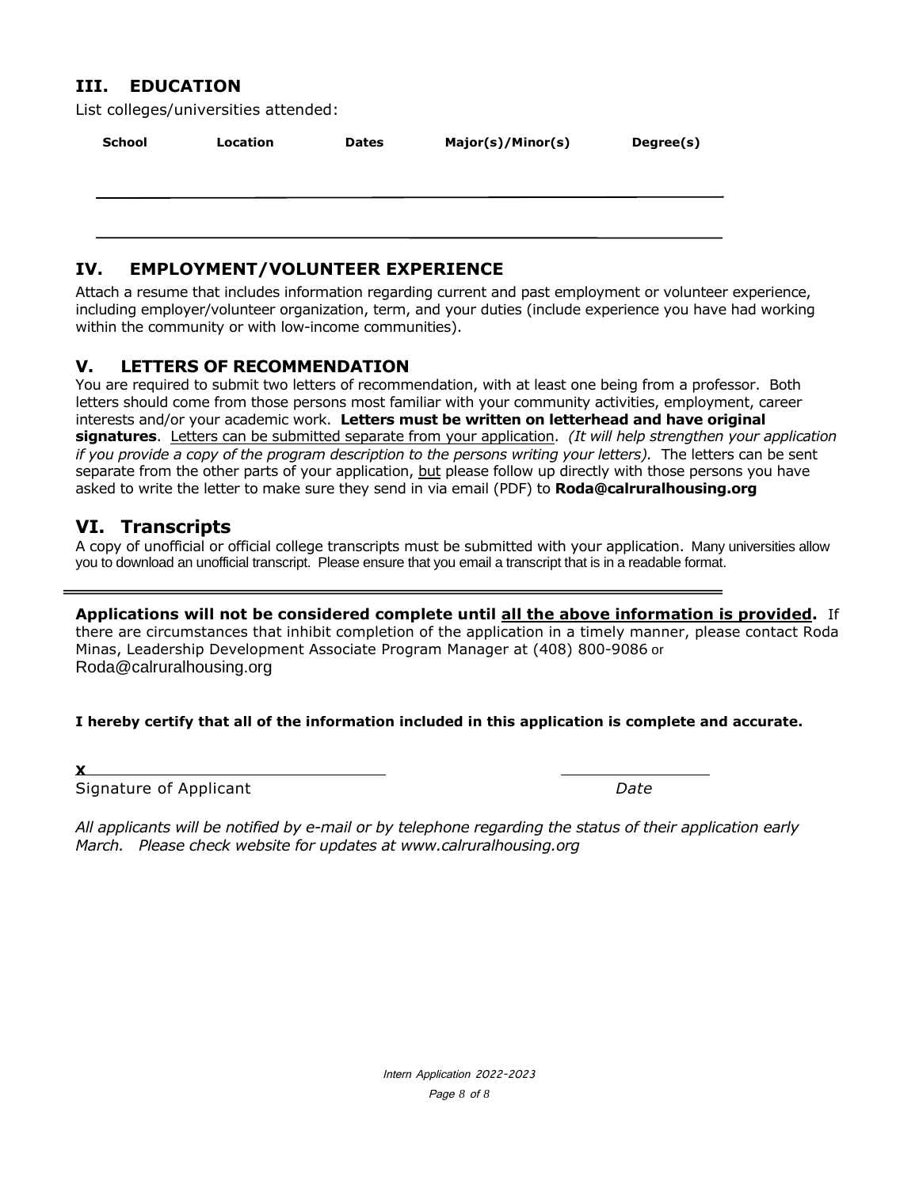## III. EDUCATION

List colleges/universities attended:

| School | Location | Dates | Major(s)/Minor(s) | Degree(s) |
| --- | --- | --- | --- | --- |
| | | | | |
| | | | | |

## IV. EMPLOYMENT/VOLUNTEER EXPERIENCE

Attach a resume that includes information regarding current and past employment or volunteer experience, including employer/volunteer organization, term, and your duties (include experience you have had working within the community or with low-income communities).

## V. LETTERS OF RECOMMENDATION

You are required to submit two letters of recommendation, with at least one being from a professor. Both letters should come from those persons most familiar with your community activities, employment, career interests and/or your academic work. **Letters must be written on letterhead and have original signatures**. Letters can be submitted separate from your application. *(It will help strengthen your application if you provide a copy of the program description to the persons writing your letters).* The letters can be sent separate from the other parts of your application, but please follow up directly with those persons you have asked to write the letter to make sure they send in via email (PDF) to **Roda@calruralhousing.org**

## VI. Transcripts

A copy of unofficial or official college transcripts must be submitted with your application. Many universities allow you to download an unofficial transcript. Please ensure that you email a transcript that is in a readable format.

---

**Applications will not be considered complete until all the above information is provided.** If there are circumstances that inhibit completion of the application in a timely manner, please contact Roda Minas, Leadership Development Associate Program Manager at (408) 800-9086 or Roda@calruralhousing.org

**I hereby certify that all of the information included in this application is complete and accurate.**

**x**\_\_\_\_\_\_\_\_\_\_\_\_\_\_\_\_\_\_\_\_\_\_\_\_\_\_\_\_\_\_ \_\_\_\_\_\_\_\_\_\_\_\_\_\_\_\_

Signature of Applicant *Date*

*All applicants will be notified by e-mail or by telephone regarding the status of their application early March. Please check website for updates at www.calruralhousing.org*

*Intern Application 2022-2023*